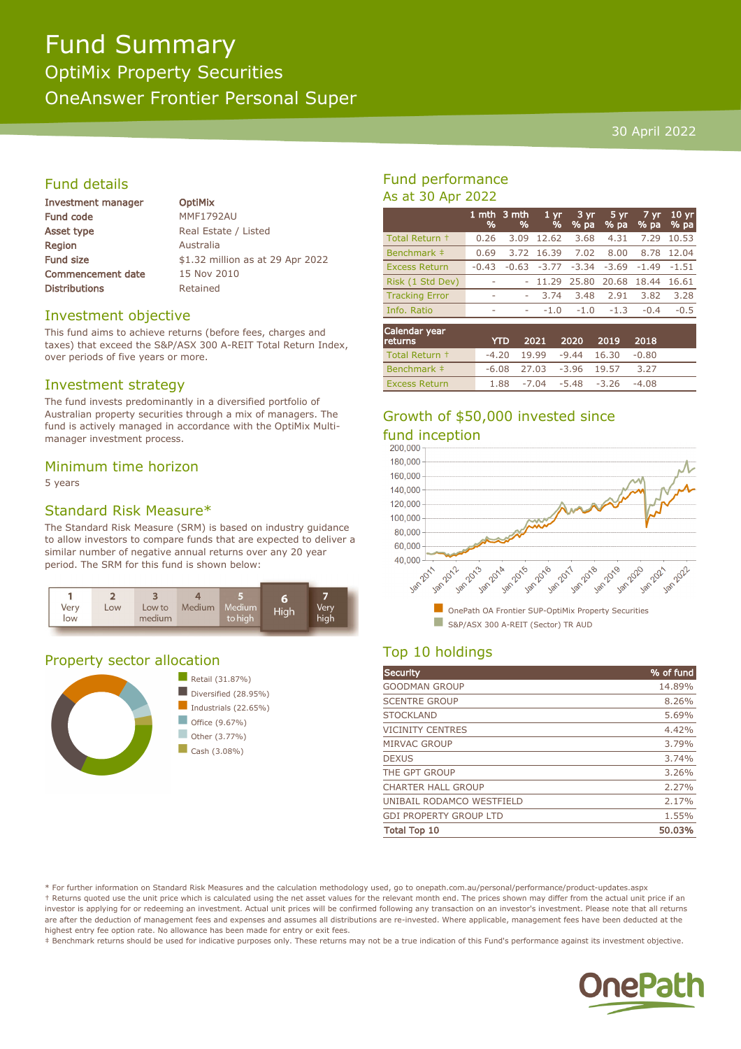# Fund Summary

## OptiMix Property Securities

## OneAnswer Frontier Personal Super

30 April 2022

## Fund details

| | |
|---|---|
| **Investment manager** | **OptiMix** |
| **Fund code** | MMF1792AU |
| **Asset type** | Real Estate / Listed |
| **Region** | Australia |
| **Fund size** | $1.32 million as at 29 Apr 2022 |
| **Commencement date** | 15 Nov 2010 |
| **Distributions** | Retained |

## Investment objective

This fund aims to achieve returns (before fees, charges and taxes) that exceed the S&P/ASX 300 A-REIT Total Return Index, over periods of five years or more.

## Investment strategy

The fund invests predominantly in a diversified portfolio of Australian property securities through a mix of managers. The fund is actively managed in accordance with the OptiMix Multi-manager investment process.

## Minimum time horizon

5 years

## Standard Risk Measure*

The Standard Risk Measure (SRM) is based on industry guidance to allow investors to compare funds that are expected to deliver a similar number of negative annual returns over any 20 year period. The SRM for this fund is shown below:

| 1 Very low | 2 Low | 3 Low to medium | 4 Medium | 5 Medium to high | **6 High** | 7 Very high |
|---|---|---|---|---|---|---|

## Property sector allocation

- Retail (31.87%)
- Diversified (28.95%)
- Industrials (22.65%)
- Office (9.67%)
- Other (3.77%)
- Cash (3.08%)

## Fund performance

As at 30 Apr 2022

| | 1 mth % | 3 mth % | 1 yr % | 3 yr % pa | 5 yr % pa | 7 yr % pa | 10 yr % pa |
|---|---|---|---|---|---|---|---|
| Total Return † | 0.26 | 3.09 | 12.62 | 3.68 | 4.31 | 7.29 | 10.53 |
| Benchmark ‡ | 0.69 | 3.72 | 16.39 | 7.02 | 8.00 | 8.78 | 12.04 |
| Excess Return | -0.43 | -0.63 | -3.77 | -3.34 | -3.69 | -1.49 | -1.51 |
| Risk (1 Std Dev) | - | - | 11.29 | 25.80 | 20.68 | 18.44 | 16.61 |
| Tracking Error | - | - | 3.74 | 3.48 | 2.91 | 3.82 | 3.28 |
| Info. Ratio | - | - | -1.0 | -1.0 | -1.3 | -0.4 | -0.5 |

| Calendar year returns | YTD | 2021 | 2020 | 2019 | 2018 |
|---|---|---|---|---|---|
| Total Return † | -4.20 | 19.99 | -9.44 | 16.30 | -0.80 |
| Benchmark ‡ | -6.08 | 27.03 | -3.96 | 19.57 | 3.27 |
| Excess Return | 1.88 | -7.04 | -5.48 | -3.26 | -4.08 |

## Growth of $50,000 invested since fund inception

- OnePath OA Frontier SUP-OptiMix Property Securities
- S&P/ASX 300 A-REIT (Sector) TR AUD

## Top 10 holdings

| Security | % of fund |
|---|---|
| GOODMAN GROUP | 14.89% |
| SCENTRE GROUP | 8.26% |
| STOCKLAND | 5.69% |
| VICINITY CENTRES | 4.42% |
| MIRVAC GROUP | 3.79% |
| DEXUS | 3.74% |
| THE GPT GROUP | 3.26% |
| CHARTER HALL GROUP | 2.27% |
| UNIBAIL RODAMCO WESTFIELD | 2.17% |
| GDI PROPERTY GROUP LTD | 1.55% |
| **Total Top 10** | **50.03%** |

\* For further information on Standard Risk Measures and the calculation methodology used, go to onepath.com.au/personal/performance/product-updates.aspx

† Returns quoted use the unit price which is calculated using the net asset values for the relevant month end. The prices shown may differ from the actual unit price if an investor is applying for or redeeming an investment. Actual unit prices will be confirmed following any transaction on an investor's investment. Please note that all returns are after the deduction of management fees and expenses and assumes all distributions are re-invested. Where applicable, management fees have been deducted at the highest entry fee option rate. No allowance has been made for entry or exit fees.

‡ Benchmark returns should be used for indicative purposes only. These returns may not be a true indication of this Fund's performance against its investment objective.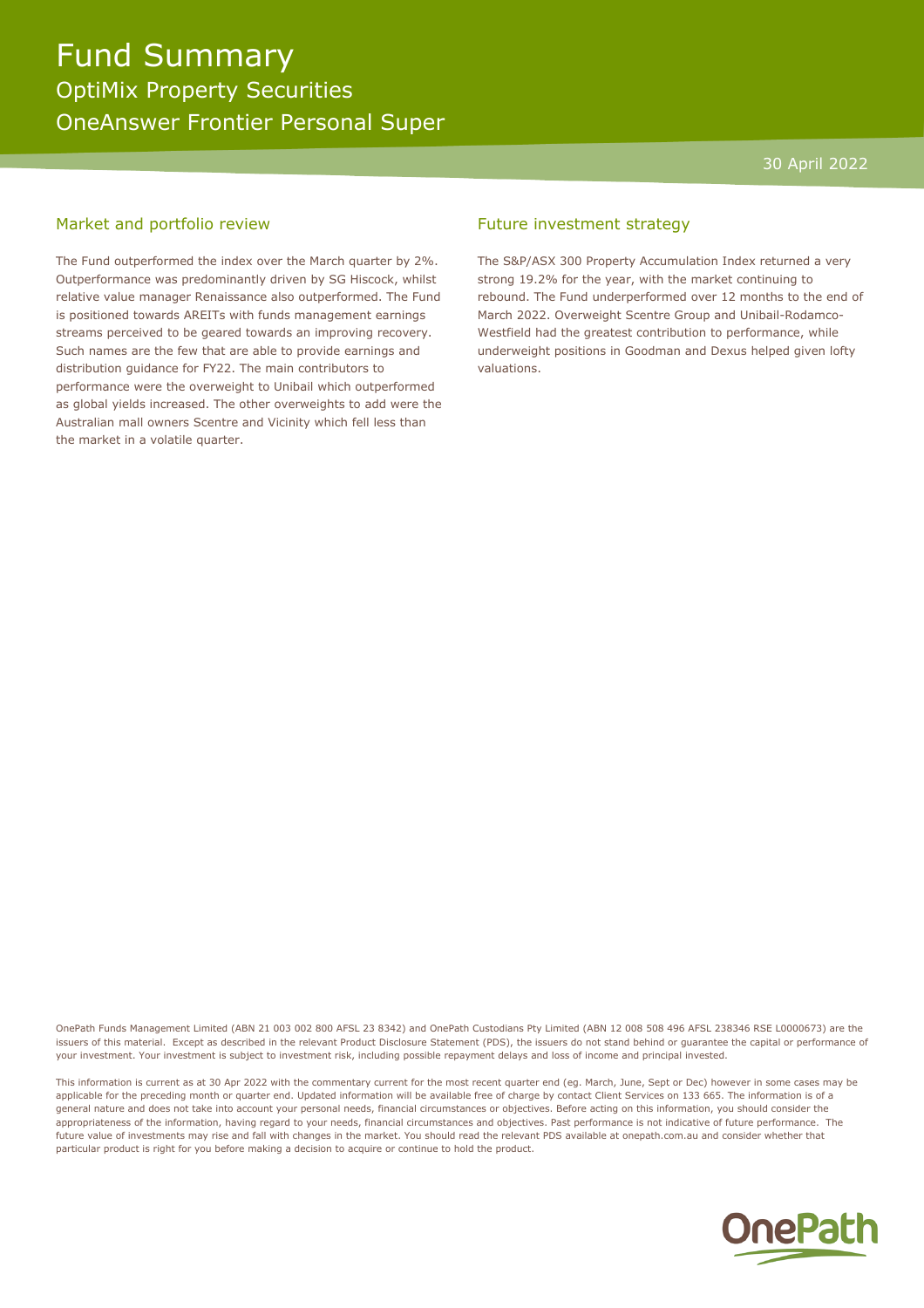# Fund Summary

## OptiMix Property Securities

## OneAnswer Frontier Personal Super

30 April 2022

### Market and portfolio review

The Fund outperformed the index over the March quarter by 2%. Outperformance was predominantly driven by SG Hiscock, whilst relative value manager Renaissance also outperformed. The Fund is positioned towards AREITs with funds management earnings streams perceived to be geared towards an improving recovery. Such names are the few that are able to provide earnings and distribution guidance for FY22. The main contributors to performance were the overweight to Unibail which outperformed as global yields increased. The other overweights to add were the Australian mall owners Scentre and Vicinity which fell less than the market in a volatile quarter.

### Future investment strategy

The S&P/ASX 300 Property Accumulation Index returned a very strong 19.2% for the year, with the market continuing to rebound. The Fund underperformed over 12 months to the end of March 2022. Overweight Scentre Group and Unibail-Rodamco-Westfield had the greatest contribution to performance, while underweight positions in Goodman and Dexus helped given lofty valuations.

OnePath Funds Management Limited (ABN 21 003 002 800 AFSL 23 8342) and OnePath Custodians Pty Limited (ABN 12 008 508 496 AFSL 238346 RSE L0000673) are the issuers of this material. Except as described in the relevant Product Disclosure Statement (PDS), the issuers do not stand behind or guarantee the capital or performance of your investment. Your investment is subject to investment risk, including possible repayment delays and loss of income and principal invested.

This information is current as at 30 Apr 2022 with the commentary current for the most recent quarter end (eg. March, June, Sept or Dec) however in some cases may be applicable for the preceding month or quarter end. Updated information will be available free of charge by contact Client Services on 133 665. The information is of a general nature and does not take into account your personal needs, financial circumstances or objectives. Before acting on this information, you should consider the appropriateness of the information, having regard to your needs, financial circumstances and objectives. Past performance is not indicative of future performance. The future value of investments may rise and fall with changes in the market. You should read the relevant PDS available at onepath.com.au and consider whether that particular product is right for you before making a decision to acquire or continue to hold the product.

OnePath